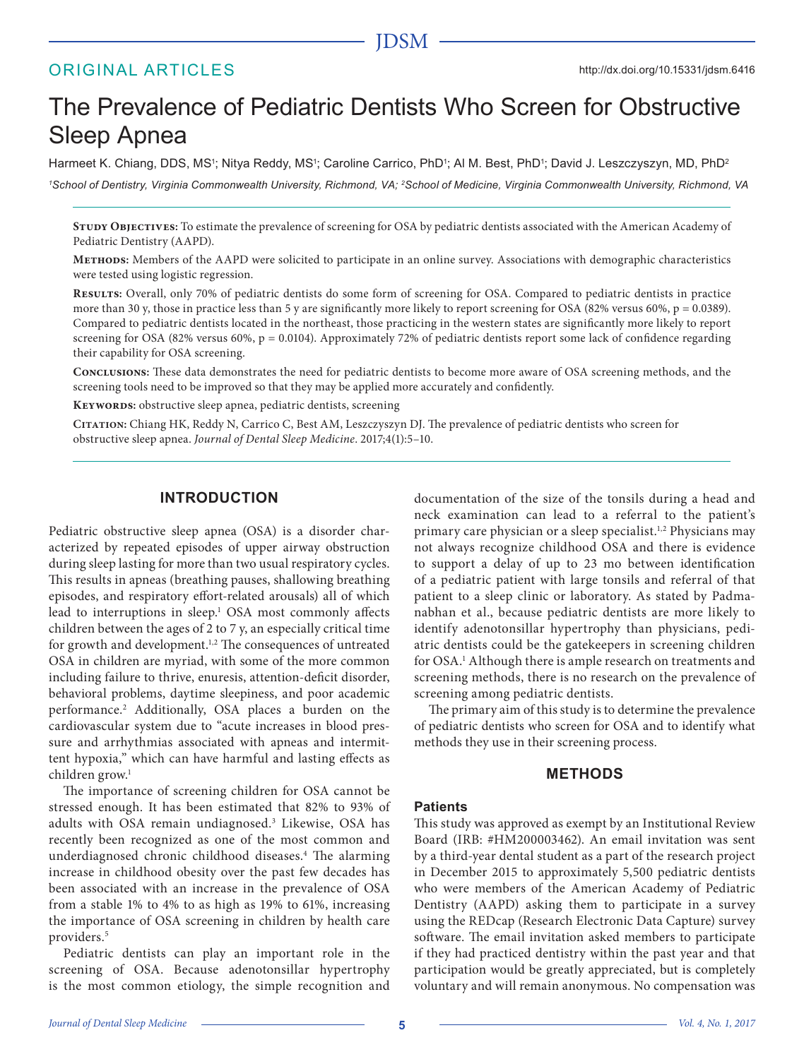ORIGINAL ARTICLES

http://dx.doi.org/10.15331/jdsm.6416

# The Prevalence of Pediatric Dentists Who Screen for Obstructive Sleep Apnea

Harmeet K. Chiang, DDS, MS[1]; Nitya Reddy, MS[1]; Caroline Carrico, PhD[1]; Al M. Best, PhD[1]; David J. Leszczyszyn, MD, PhD[2]

*[1]School of Dentistry, Virginia Commonwealth University, Richmond, VA; [2]School of Medicine, Virginia Commonwealth University, Richmond, VA*

**Study Objectives:** To estimate the prevalence of screening for OSA by pediatric dentists associated with the American Academy of Pediatric Dentistry (AAPD).

**Methods:** Members of the AAPD were solicited to participate in an online survey. Associations with demographic characteristics were tested using logistic regression.

**Results:** Overall, only 70% of pediatric dentists do some form of screening for OSA. Compared to pediatric dentists in practice more than 30 y, those in practice less than 5 y are significantly more likely to report screening for OSA (82% versus 60%, p = 0.0389). Compared to pediatric dentists located in the northeast, those practicing in the western states are significantly more likely to report screening for OSA (82% versus 60%, p = 0.0104). Approximately 72% of pediatric dentists report some lack of confidence regarding their capability for OSA screening.

**Conclusions:** These data demonstrates the need for pediatric dentists to become more aware of OSA screening methods, and the screening tools need to be improved so that they may be applied more accurately and confidently.

**Keywords:** obstructive sleep apnea, pediatric dentists, screening

**Citation:** Chiang HK, Reddy N, Carrico C, Best AM, Leszczyszyn DJ. The prevalence of pediatric dentists who screen for obstructive sleep apnea. *Journal of Dental Sleep Medicine*. 2017;4(1):5–10.

## INTRODUCTION

Pediatric obstructive sleep apnea (OSA) is a disorder characterized by repeated episodes of upper airway obstruction during sleep lasting for more than two usual respiratory cycles. This results in apneas (breathing pauses, shallowing breathing episodes, and respiratory effort-related arousals) all of which lead to interruptions in sleep.[1] OSA most commonly affects children between the ages of 2 to 7 y, an especially critical time for growth and development.[1,2] The consequences of untreated OSA in children are myriad, with some of the more common including failure to thrive, enuresis, attention-deficit disorder, behavioral problems, daytime sleepiness, and poor academic performance.[2] Additionally, OSA places a burden on the cardiovascular system due to "acute increases in blood pressure and arrhythmias associated with apneas and intermittent hypoxia," which can have harmful and lasting effects as children grow.[1]

The importance of screening children for OSA cannot be stressed enough. It has been estimated that 82% to 93% of adults with OSA remain undiagnosed.[3] Likewise, OSA has recently been recognized as one of the most common and underdiagnosed chronic childhood diseases.[4] The alarming increase in childhood obesity over the past few decades has been associated with an increase in the prevalence of OSA from a stable 1% to 4% to as high as 19% to 61%, increasing the importance of OSA screening in children by health care providers.[5]

Pediatric dentists can play an important role in the screening of OSA. Because adenotonsillar hypertrophy is the most common etiology, the simple recognition and documentation of the size of the tonsils during a head and neck examination can lead to a referral to the patient's primary care physician or a sleep specialist.[1,2] Physicians may not always recognize childhood OSA and there is evidence to support a delay of up to 23 mo between identification of a pediatric patient with large tonsils and referral of that patient to a sleep clinic or laboratory. As stated by Padmanabhan et al., because pediatric dentists are more likely to identify adenotonsillar hypertrophy than physicians, pediatric dentists could be the gatekeepers in screening children for OSA.[1] Although there is ample research on treatments and screening methods, there is no research on the prevalence of screening among pediatric dentists.

The primary aim of this study is to determine the prevalence of pediatric dentists who screen for OSA and to identify what methods they use in their screening process.

## METHODS

### Patients

This study was approved as exempt by an Institutional Review Board (IRB: #HM200003462). An email invitation was sent by a third-year dental student as a part of the research project in December 2015 to approximately 5,500 pediatric dentists who were members of the American Academy of Pediatric Dentistry (AAPD) asking them to participate in a survey using the REDcap (Research Electronic Data Capture) survey software. The email invitation asked members to participate if they had practiced dentistry within the past year and that participation would be greatly appreciated, but is completely voluntary and will remain anonymous. No compensation was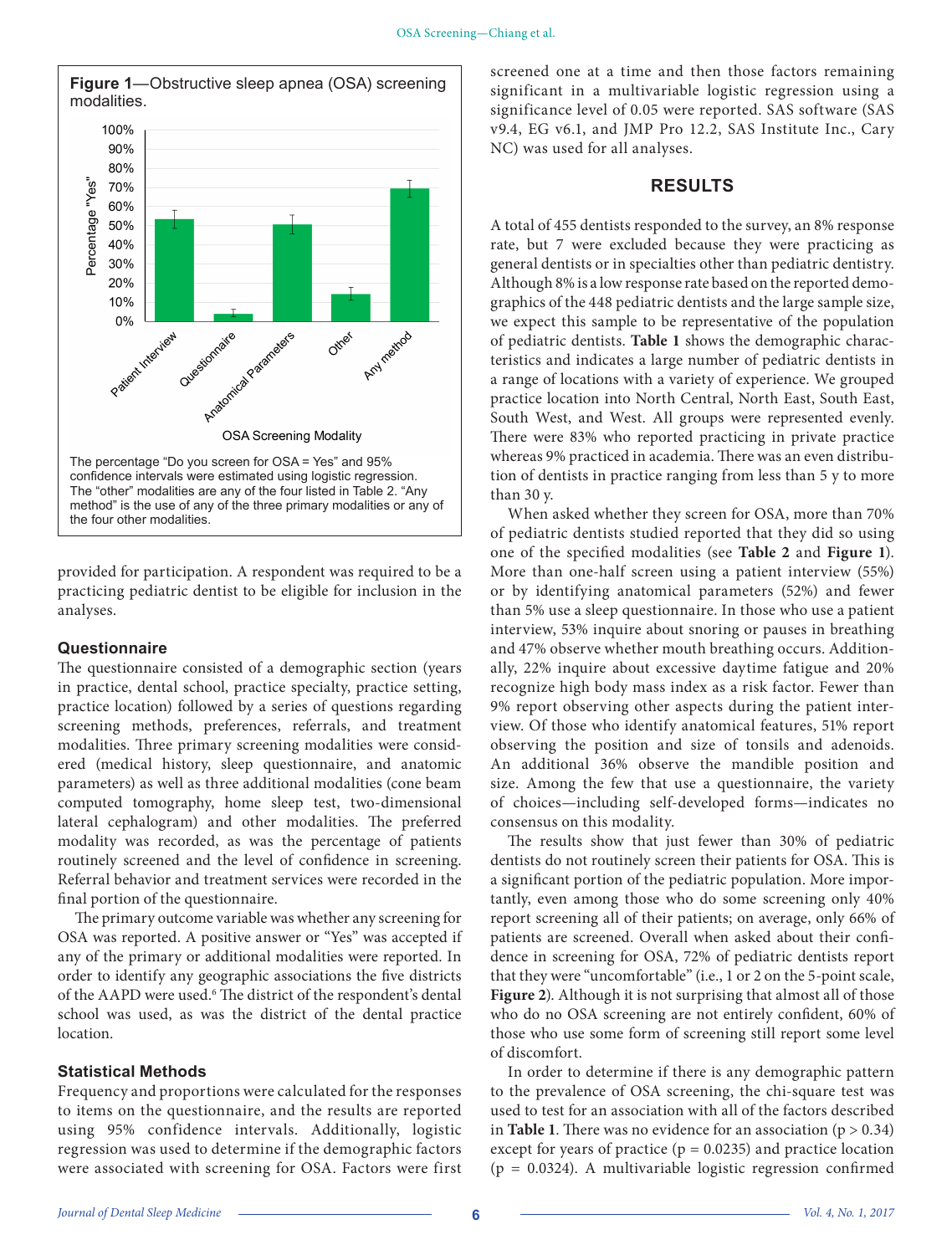**Figure 1**—Obstructive sleep apnea (OSA) screening modalities.

The percentage "Do you screen for OSA = Yes" and 95% confidence intervals were estimated using logistic regression. The "other" modalities are any of the four listed in Table 2. "Any method" is the use of any of the three primary modalities or any of the four other modalities.

provided for participation. A respondent was required to be a practicing pediatric dentist to be eligible for inclusion in the analyses.

### Questionnaire

The questionnaire consisted of a demographic section (years in practice, dental school, practice specialty, practice setting, practice location) followed by a series of questions regarding screening methods, preferences, referrals, and treatment modalities. Three primary screening modalities were considered (medical history, sleep questionnaire, and anatomic parameters) as well as three additional modalities (cone beam computed tomography, home sleep test, two-dimensional lateral cephalogram) and other modalities. The preferred modality was recorded, as was the percentage of patients routinely screened and the level of confidence in screening. Referral behavior and treatment services were recorded in the final portion of the questionnaire.

The primary outcome variable was whether any screening for OSA was reported. A positive answer or "Yes" was accepted if any of the primary or additional modalities were reported. In order to identify any geographic associations the five districts of the AAPD were used.[6] The district of the respondent's dental school was used, as was the district of the dental practice location.

### Statistical Methods

Frequency and proportions were calculated for the responses to items on the questionnaire, and the results are reported using 95% confidence intervals. Additionally, logistic regression was used to determine if the demographic factors were associated with screening for OSA. Factors were first screened one at a time and then those factors remaining significant in a multivariable logistic regression using a significance level of 0.05 were reported. SAS software (SAS v9.4, EG v6.1, and JMP Pro 12.2, SAS Institute Inc., Cary NC) was used for all analyses.

## RESULTS

A total of 455 dentists responded to the survey, an 8% response rate, but 7 were excluded because they were practicing as general dentists or in specialties other than pediatric dentistry. Although 8% is a low response rate based on the reported demographics of the 448 pediatric dentists and the large sample size, we expect this sample to be representative of the population of pediatric dentists. **Table 1** shows the demographic characteristics and indicates a large number of pediatric dentists in a range of locations with a variety of experience. We grouped practice location into North Central, North East, South East, South West, and West. All groups were represented evenly. There were 83% who reported practicing in private practice whereas 9% practiced in academia. There was an even distribution of dentists in practice ranging from less than 5 y to more than 30 y.

When asked whether they screen for OSA, more than 70% of pediatric dentists studied reported that they did so using one of the specified modalities (see **Table 2** and **Figure 1**). More than one-half screen using a patient interview (55%) or by identifying anatomical parameters (52%) and fewer than 5% use a sleep questionnaire. In those who use a patient interview, 53% inquire about snoring or pauses in breathing and 47% observe whether mouth breathing occurs. Additionally, 22% inquire about excessive daytime fatigue and 20% recognize high body mass index as a risk factor. Fewer than 9% report observing other aspects during the patient interview. Of those who identify anatomical features, 51% report observing the position and size of tonsils and adenoids. An additional 36% observe the mandible position and size. Among the few that use a questionnaire, the variety of choices—including self-developed forms—indicates no consensus on this modality.

The results show that just fewer than 30% of pediatric dentists do not routinely screen their patients for OSA. This is a significant portion of the pediatric population. More importantly, even among those who do some screening only 40% report screening all of their patients; on average, only 66% of patients are screened. Overall when asked about their confidence in screening for OSA, 72% of pediatric dentists report that they were "uncomfortable" (i.e., 1 or 2 on the 5-point scale, **Figure 2**). Although it is not surprising that almost all of those who do no OSA screening are not entirely confident, 60% of those who use some form of screening still report some level of discomfort.

In order to determine if there is any demographic pattern to the prevalence of OSA screening, the chi-square test was used to test for an association with all of the factors described in **Table 1**. There was no evidence for an association ($p > 0.34$) except for years of practice ($p = 0.0235$) and practice location ($p = 0.0324$). A multivariable logistic regression confirmed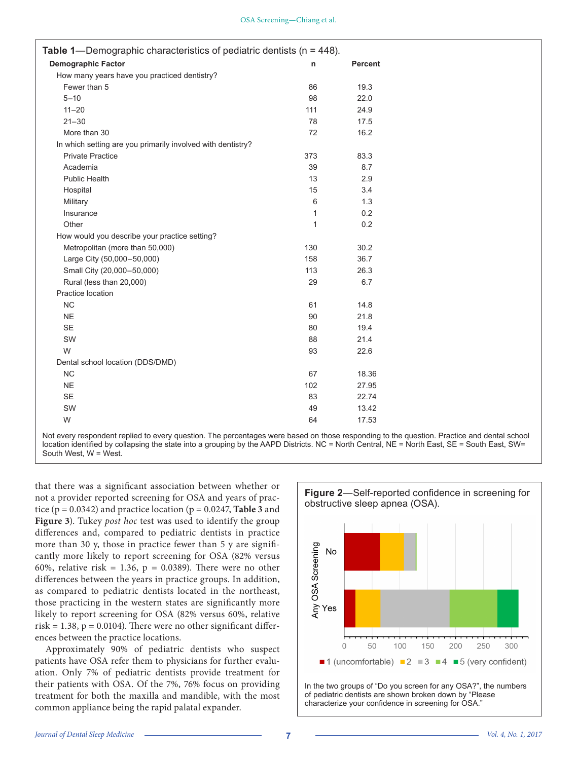**Table 1**—Demographic characteristics of pediatric dentists (n = 448).

| Demographic Factor | n | Percent |
|---|---|---|
| How many years have you practiced dentistry? | | |
| Fewer than 5 | 86 | 19.3 |
| 5–10 | 98 | 22.0 |
| 11–20 | 111 | 24.9 |
| 21–30 | 78 | 17.5 |
| More than 30 | 72 | 16.2 |
| In which setting are you primarily involved with dentistry? | | |
| Private Practice | 373 | 83.3 |
| Academia | 39 | 8.7 |
| Public Health | 13 | 2.9 |
| Hospital | 15 | 3.4 |
| Military | 6 | 1.3 |
| Insurance | 1 | 0.2 |
| Other | 1 | 0.2 |
| How would you describe your practice setting? | | |
| Metropolitan (more than 50,000) | 130 | 30.2 |
| Large City (50,000–50,000) | 158 | 36.7 |
| Small City (20,000–50,000) | 113 | 26.3 |
| Rural (less than 20,000) | 29 | 6.7 |
| Practice location | | |
| NC | 61 | 14.8 |
| NE | 90 | 21.8 |
| SE | 80 | 19.4 |
| SW | 88 | 21.4 |
| W | 93 | 22.6 |
| Dental school location (DDS/DMD) | | |
| NC | 67 | 18.36 |
| NE | 102 | 27.95 |
| SE | 83 | 22.74 |
| SW | 49 | 13.42 |
| W | 64 | 17.53 |

Not every respondent replied to every question. The percentages were based on those responding to the question. Practice and dental school location identified by collapsing the state into a grouping by the AAPD Districts. NC = North Central, NE = North East, SE = South East, SW= South West, W = West.

that there was a significant association between whether or not a provider reported screening for OSA and years of practice (p = 0.0342) and practice location (p = 0.0247, **Table 3** and **Figure 3**). Tukey *post hoc* test was used to identify the group differences and, compared to pediatric dentists in practice more than 30 y, those in practice fewer than 5 y are significantly more likely to report screening for OSA (82% versus 60%, relative risk = 1.36, p = 0.0389). There were no other differences between the years in practice groups. In addition, as compared to pediatric dentists located in the northeast, those practicing in the western states are significantly more likely to report screening for OSA (82% versus 60%, relative risk = 1.38, p = 0.0104). There were no other significant differences between the practice locations.

Approximately 90% of pediatric dentists who suspect patients have OSA refer them to physicians for further evaluation. Only 7% of pediatric dentists provide treatment for their patients with OSA. Of the 7%, 76% focus on providing treatment for both the maxilla and mandible, with the most common appliance being the rapid palatal expander.

**Figure 2**—Self-reported confidence in screening for obstructive sleep apnea (OSA).

In the two groups of "Do you screen for any OSA?", the numbers of pediatric dentists are shown broken down by "Please characterize your confidence in screening for OSA."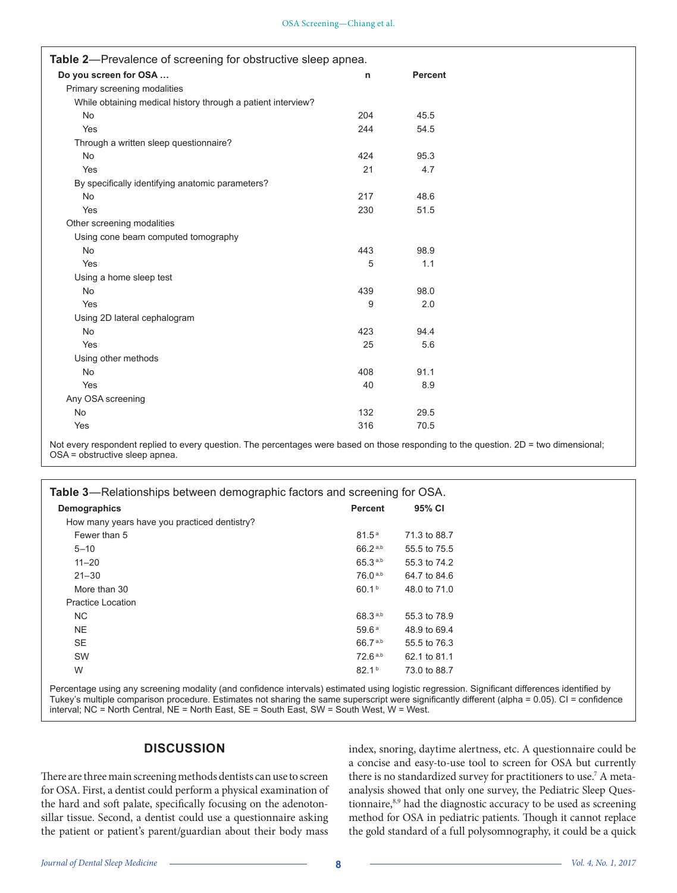**Table 2**—Prevalence of screening for obstructive sleep apnea.

| Do you screen for OSA … | n | Percent |
|---|---|---|
| Primary screening modalities | | |
| While obtaining medical history through a patient interview? | | |
| No | 204 | 45.5 |
| Yes | 244 | 54.5 |
| Through a written sleep questionnaire? | | |
| No | 424 | 95.3 |
| Yes | 21 | 4.7 |
| By specifically identifying anatomic parameters? | | |
| No | 217 | 48.6 |
| Yes | 230 | 51.5 |
| Other screening modalities | | |
| Using cone beam computed tomography | | |
| No | 443 | 98.9 |
| Yes | 5 | 1.1 |
| Using a home sleep test | | |
| No | 439 | 98.0 |
| Yes | 9 | 2.0 |
| Using 2D lateral cephalogram | | |
| No | 423 | 94.4 |
| Yes | 25 | 5.6 |
| Using other methods | | |
| No | 408 | 91.1 |
| Yes | 40 | 8.9 |
| Any OSA screening | | |
| No | 132 | 29.5 |
| Yes | 316 | 70.5 |

Not every respondent replied to every question. The percentages were based on those responding to the question. 2D = two dimensional; OSA = obstructive sleep apnea.

**Table 3**—Relationships between demographic factors and screening for OSA.

| Demographics | Percent | 95% CI |
|---|---|---|
| How many years have you practiced dentistry? | | |
| Fewer than 5 | 81.5 [a] | 71.3 to 88.7 |
| 5–10 | 66.2 [a,b] | 55.5 to 75.5 |
| 11–20 | 65.3 [a,b] | 55.3 to 74.2 |
| 21–30 | 76.0 [a,b] | 64.7 to 84.6 |
| More than 30 | 60.1 [b] | 48.0 to 71.0 |
| Practice Location | | |
| NC | 68.3 [a,b] | 55.3 to 78.9 |
| NE | 59.6 [a] | 48.9 to 69.4 |
| SE | 66.7 [a,b] | 55.5 to 76.3 |
| SW | 72.6 [a,b] | 62.1 to 81.1 |
| W | 82.1 [b] | 73.0 to 88.7 |

Percentage using any screening modality (and confidence intervals) estimated using logistic regression. Significant differences identified by Tukey's multiple comparison procedure. Estimates not sharing the same superscript were significantly different (alpha = 0.05). CI = confidence interval; NC = North Central, NE = North East, SE = South East, SW = South West, W = West.

## DISCUSSION

There are three main screening methods dentists can use to screen for OSA. First, a dentist could perform a physical examination of the hard and soft palate, specifically focusing on the adenotonsillar tissue. Second, a dentist could use a questionnaire asking the patient or patient's parent/guardian about their body mass index, snoring, daytime alertness, etc. A questionnaire could be a concise and easy-to-use tool to screen for OSA but currently there is no standardized survey for practitioners to use.[7] A meta-analysis showed that only one survey, the Pediatric Sleep Questionnaire,[8,9] had the diagnostic accuracy to be used as screening method for OSA in pediatric patients. Though it cannot replace the gold standard of a full polysomnography, it could be a quick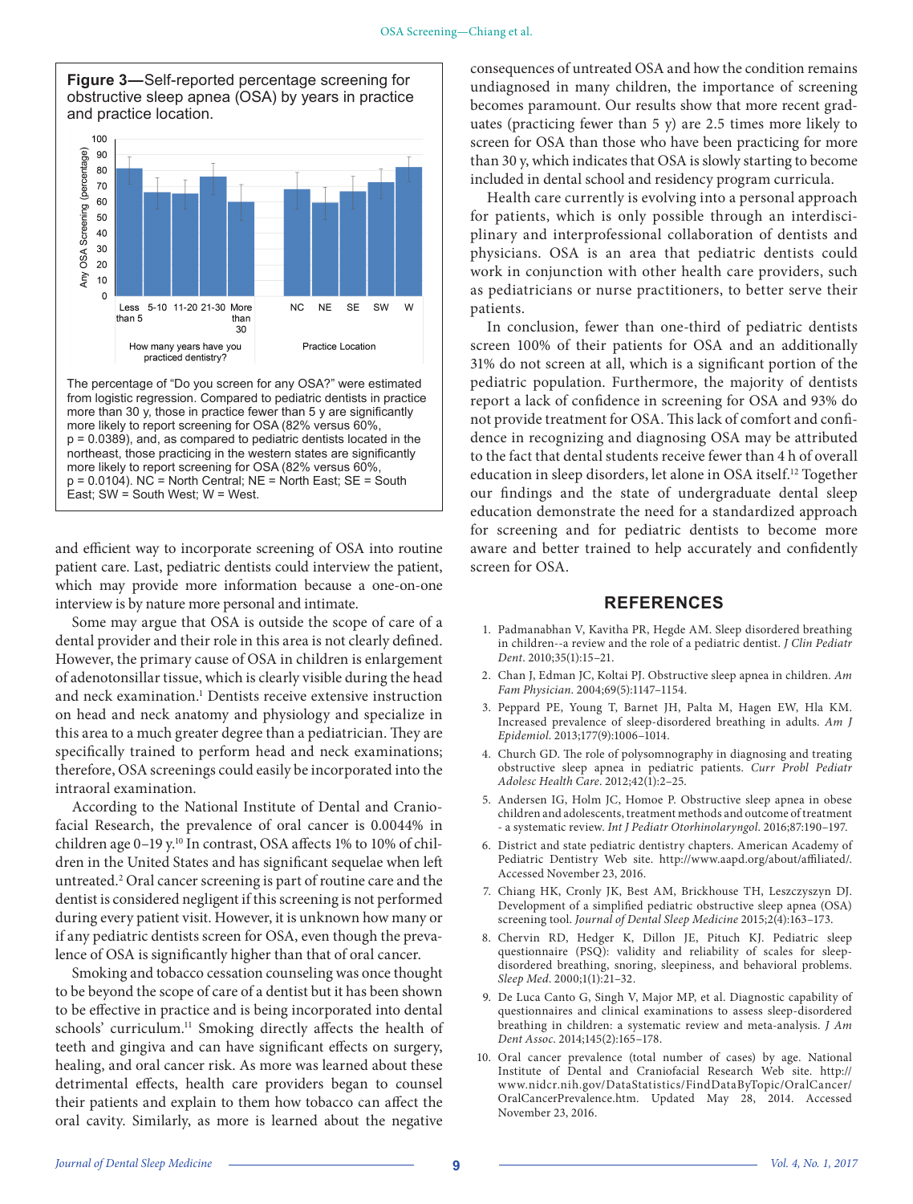**Figure 3**—Self-reported percentage screening for obstructive sleep apnea (OSA) by years in practice and practice location.

The percentage of "Do you screen for any OSA?" were estimated from logistic regression. Compared to pediatric dentists in practice more than 30 y, those in practice fewer than 5 y are significantly more likely to report screening for OSA (82% versus 60%, p = 0.0389), and, as compared to pediatric dentists located in the northeast, those practicing in the western states are significantly more likely to report screening for OSA (82% versus 60%, p = 0.0104). NC = North Central; NE = North East; SE = South East; SW = South West; W = West.

and efficient way to incorporate screening of OSA into routine patient care. Last, pediatric dentists could interview the patient, which may provide more information because a one-on-one interview is by nature more personal and intimate.

Some may argue that OSA is outside the scope of care of a dental provider and their role in this area is not clearly defined. However, the primary cause of OSA in children is enlargement of adenotonsillar tissue, which is clearly visible during the head and neck examination.[1] Dentists receive extensive instruction on head and neck anatomy and physiology and specialize in this area to a much greater degree than a pediatrician. They are specifically trained to perform head and neck examinations; therefore, OSA screenings could easily be incorporated into the intraoral examination.

According to the National Institute of Dental and Craniofacial Research, the prevalence of oral cancer is 0.0044% in children age 0–19 y.[10] In contrast, OSA affects 1% to 10% of children in the United States and has significant sequelae when left untreated.[2] Oral cancer screening is part of routine care and the dentist is considered negligent if this screening is not performed during every patient visit. However, it is unknown how many or if any pediatric dentists screen for OSA, even though the prevalence of OSA is significantly higher than that of oral cancer.

Smoking and tobacco cessation counseling was once thought to be beyond the scope of care of a dentist but it has been shown to be effective in practice and is being incorporated into dental schools' curriculum.[11] Smoking directly affects the health of teeth and gingiva and can have significant effects on surgery, healing, and oral cancer risk. As more was learned about these detrimental effects, health care providers began to counsel their patients and explain to them how tobacco can affect the oral cavity. Similarly, as more is learned about the negative consequences of untreated OSA and how the condition remains undiagnosed in many children, the importance of screening becomes paramount. Our results show that more recent graduates (practicing fewer than 5 y) are 2.5 times more likely to screen for OSA than those who have been practicing for more than 30 y, which indicates that OSA is slowly starting to become included in dental school and residency program curricula.

Health care currently is evolving into a personal approach for patients, which is only possible through an interdisciplinary and interprofessional collaboration of dentists and physicians. OSA is an area that pediatric dentists could work in conjunction with other health care providers, such as pediatricians or nurse practitioners, to better serve their patients.

In conclusion, fewer than one-third of pediatric dentists screen 100% of their patients for OSA and an additionally 31% do not screen at all, which is a significant portion of the pediatric population. Furthermore, the majority of dentists report a lack of confidence in screening for OSA and 93% do not provide treatment for OSA. This lack of comfort and confidence in recognizing and diagnosing OSA may be attributed to the fact that dental students receive fewer than 4 h of overall education in sleep disorders, let alone in OSA itself.[12] Together our findings and the state of undergraduate dental sleep education demonstrate the need for a standardized approach for screening and for pediatric dentists to become more aware and better trained to help accurately and confidently screen for OSA.

## REFERENCES

1. Padmanabhan V, Kavitha PR, Hegde AM. Sleep disordered breathing in children--a review and the role of a pediatric dentist. *J Clin Pediatr Dent*. 2010;35(1):15–21.
2. Chan J, Edman JC, Koltai PJ. Obstructive sleep apnea in children. *Am Fam Physician*. 2004;69(5):1147–1154.
3. Peppard PE, Young T, Barnet JH, Palta M, Hagen EW, Hla KM. Increased prevalence of sleep-disordered breathing in adults. *Am J Epidemiol*. 2013;177(9):1006–1014.
4. Church GD. The role of polysomnography in diagnosing and treating obstructive sleep apnea in pediatric patients. *Curr Probl Pediatr Adolesc Health Care*. 2012;42(1):2–25.
5. Andersen IG, Holm JC, Homoe P. Obstructive sleep apnea in obese children and adolescents, treatment methods and outcome of treatment - a systematic review. *Int J Pediatr Otorhinolaryngol*. 2016;87:190–197.
6. District and state pediatric dentistry chapters. American Academy of Pediatric Dentistry Web site. http://www.aapd.org/about/affiliated/. Accessed November 23, 2016.
7. Chiang HK, Cronly JK, Best AM, Brickhouse TH, Leszczyszyn DJ. Development of a simplified pediatric obstructive sleep apnea (OSA) screening tool. *Journal of Dental Sleep Medicine* 2015;2(4):163–173.
8. Chervin RD, Hedger K, Dillon JE, Pituch KJ. Pediatric sleep questionnaire (PSQ): validity and reliability of scales for sleep-disordered breathing, snoring, sleepiness, and behavioral problems. *Sleep Med*. 2000;1(1):21–32.
9. De Luca Canto G, Singh V, Major MP, et al. Diagnostic capability of questionnaires and clinical examinations to assess sleep-disordered breathing in children: a systematic review and meta-analysis. *J Am Dent Assoc*. 2014;145(2):165–178.
10. Oral cancer prevalence (total number of cases) by age. National Institute of Dental and Craniofacial Research Web site. http://www.nidcr.nih.gov/DataStatistics/FindDataByTopic/OralCancer/OralCancerPrevalence.htm. Updated May 28, 2014. Accessed November 23, 2016.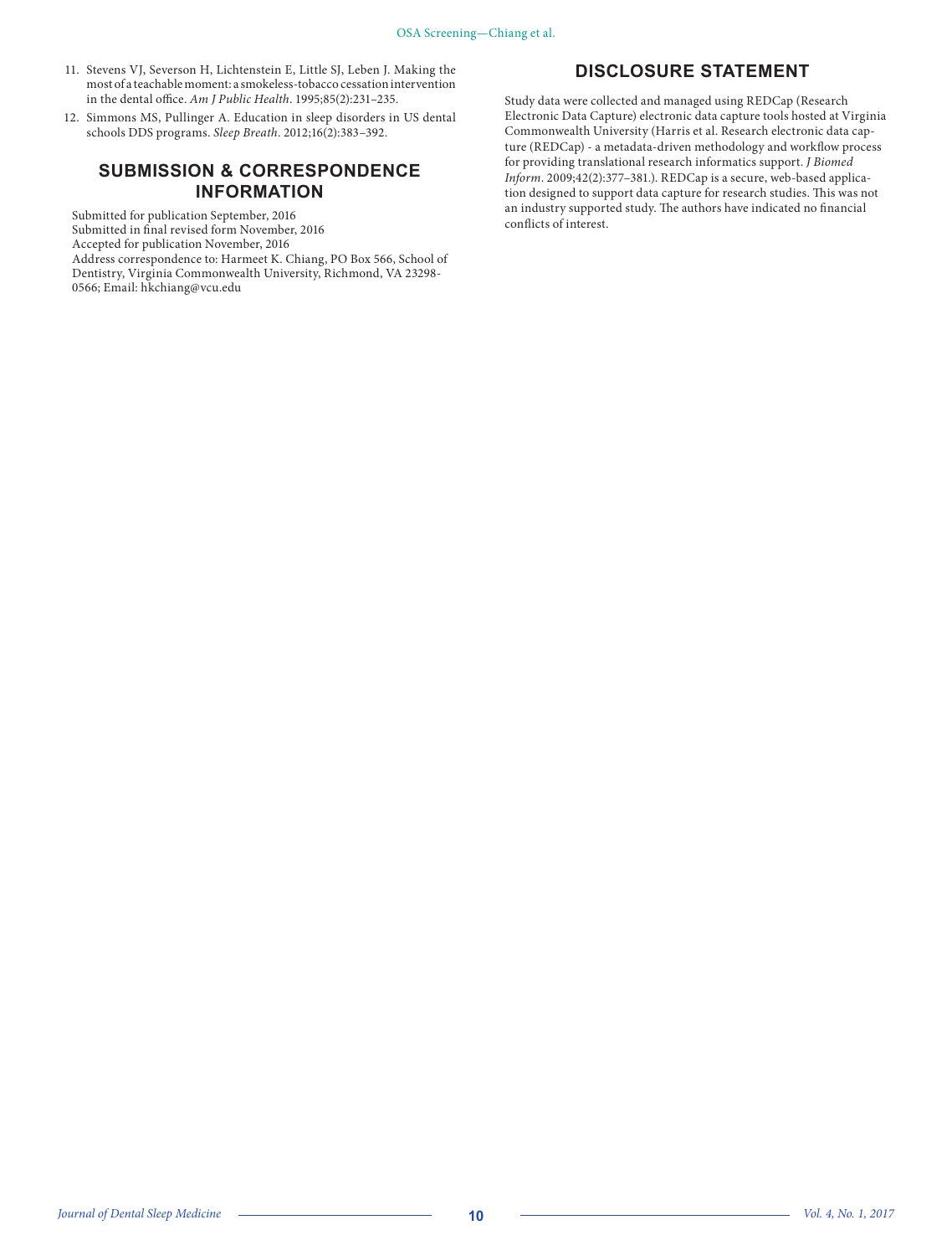11. Stevens VJ, Severson H, Lichtenstein E, Little SJ, Leben J. Making the most of a teachable moment: a smokeless-tobacco cessation intervention in the dental office. *Am J Public Health*. 1995;85(2):231–235.
12. Simmons MS, Pullinger A. Education in sleep disorders in US dental schools DDS programs. *Sleep Breath*. 2012;16(2):383–392.

## SUBMISSION & CORRESPONDENCE INFORMATION

Submitted for publication September, 2016
Submitted in final revised form November, 2016
Accepted for publication November, 2016
Address correspondence to: Harmeet K. Chiang, PO Box 566, School of Dentistry, Virginia Commonwealth University, Richmond, VA 23298-0566; Email: hkchiang@vcu.edu

## DISCLOSURE STATEMENT

Study data were collected and managed using REDCap (Research Electronic Data Capture) electronic data capture tools hosted at Virginia Commonwealth University (Harris et al. Research electronic data capture (REDCap) - a metadata-driven methodology and workflow process for providing translational research informatics support. *J Biomed Inform*. 2009;42(2):377–381.). REDCap is a secure, web-based application designed to support data capture for research studies. This was not an industry supported study. The authors have indicated no financial conflicts of interest.